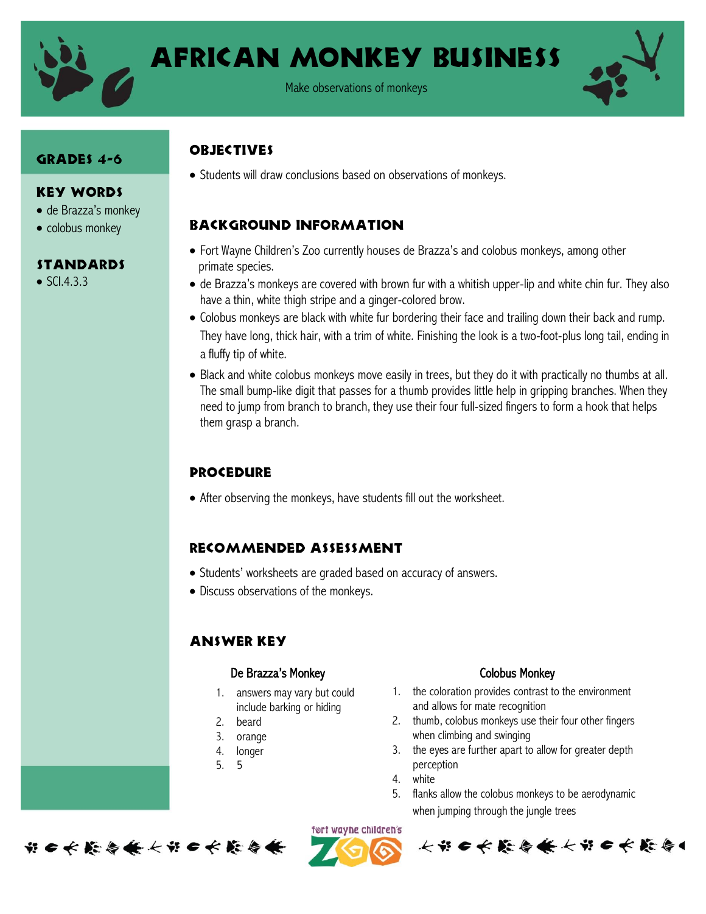# African Monkey Business

Make observations of monkeys

## Grades 4-6

## Key Words

- de Brazza's monkey
- colobus monkey

## Standards

- SCI.4.3.3

## Objectives

- Students will draw conclusions based on observations of monkeys.

## Background Information

- Fort Wayne Children's Zoo currently houses de Brazza's and colobus monkeys, among other primate species.
- de Brazza's monkeys are covered with brown fur with a whitish upper-lip and white chin fur. They also have a thin, white thigh stripe and a ginger-colored brow.
- Colobus monkeys are black with white fur bordering their face and trailing down their back and rump. They have long, thick hair, with a trim of white. Finishing the look is a two-foot-plus long tail, ending in a fluffy tip of white.
- Black and white colobus monkeys move easily in trees, but they do it with practically no thumbs at all. The small bump-like digit that passes for a thumb provides little help in gripping branches. When they need to jump from branch to branch, they use their four full-sized fingers to form a hook that helps them grasp a branch.

## Procedure

- After observing the monkeys, have students fill out the worksheet.

## Recommended Assessment

- Students' worksheets are graded based on accuracy of answers.
- Discuss observations of the monkeys.

## Answer Key

### De Brazza's Monkey

1. answers may vary but could include barking or hiding
2. beard
3. orange
4. longer
5. 5

### Colobus Monkey

1. the coloration provides contrast to the environment and allows for mate recognition
2. thumb, colobus monkeys use their four other fingers when climbing and swinging
3. the eyes are further apart to allow for greater depth perception
4. white
5. flanks allow the colobus monkeys to be aerodynamic when jumping through the jungle trees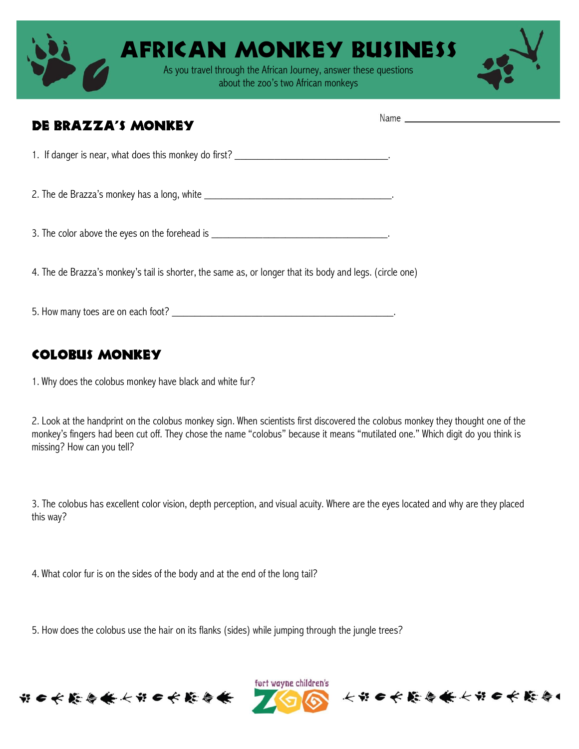# African Monkey Business

As you travel through the African Journey, answer these questions about the zoo's two African monkeys

Name ______________________________

## De Brazza's Monkey

1. If danger is near, what does this monkey do first? ______________________________.

2. The de Brazza's monkey has a long, white ____________________________________.

3. The color above the eyes on the forehead is __________________________________.

4. The de Brazza's monkey's tail is shorter, the same as, or longer that its body and legs. (circle one)

5. How many toes are on each foot? _____________________________________________.

## Colobus Monkey

1. Why does the colobus monkey have black and white fur?

2. Look at the handprint on the colobus monkey sign. When scientists first discovered the colobus monkey they thought one of the monkey's fingers had been cut off. They chose the name "colobus" because it means "mutilated one." Which digit do you think is missing? How can you tell?

3. The colobus has excellent color vision, depth perception, and visual acuity. Where are the eyes located and why are they placed this way?

4. What color fur is on the sides of the body and at the end of the long tail?

5. How does the colobus use the hair on its flanks (sides) while jumping through the jungle trees?

fort wayne children's ZOO